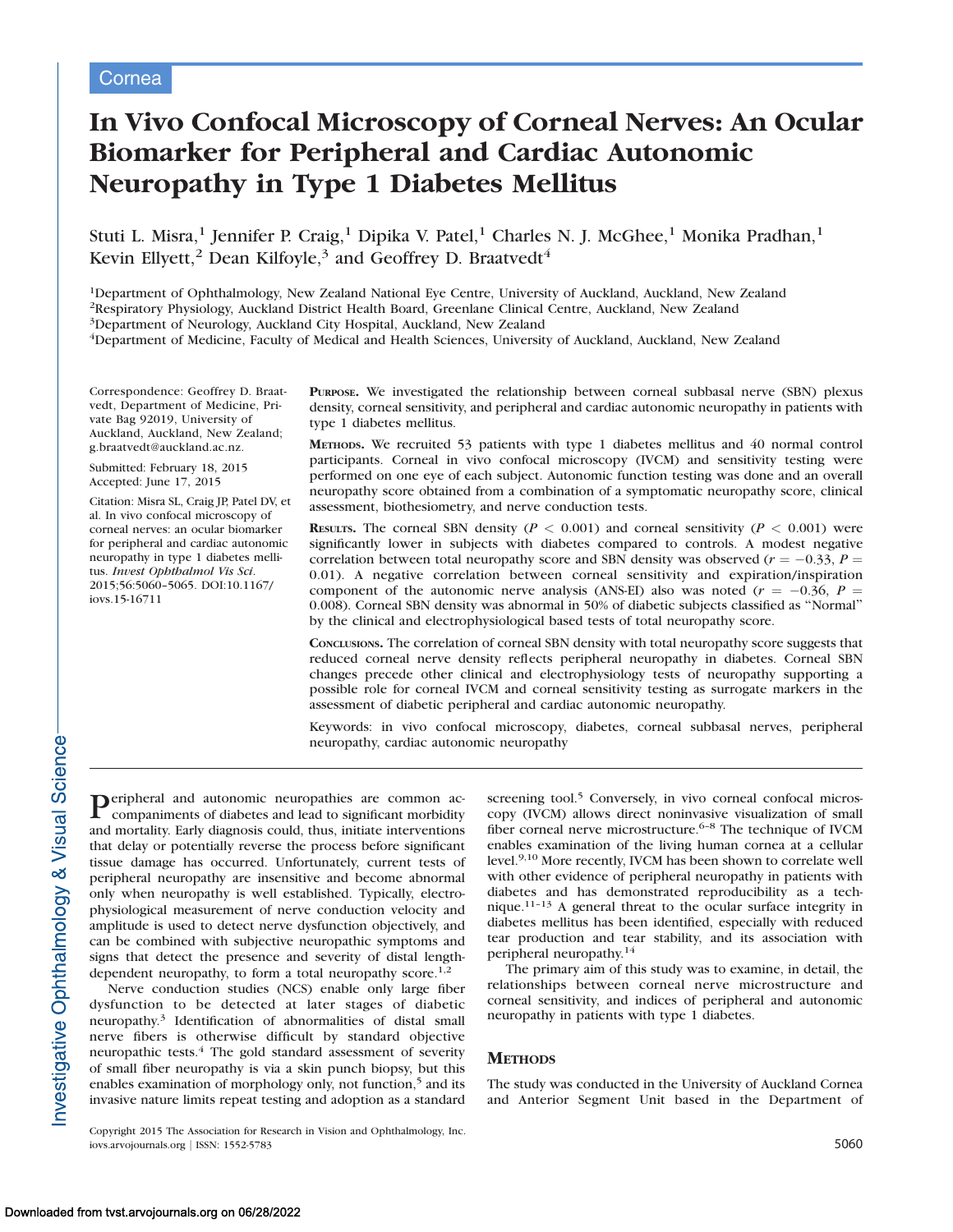Cornea

# In Vivo Confocal Microscopy of Corneal Nerves: An Ocular Biomarker for Peripheral and Cardiac Autonomic Neuropathy in Type 1 Diabetes Mellitus

Stuti L. Misra,[1] Jennifer P. Craig,[1] Dipika V. Patel,[1] Charles N. J. McGhee,[1] Monika Pradhan,[1] Kevin Ellyett,[2] Dean Kilfoyle,[3] and Geoffrey D. Braatvedt[4]

[1]Department of Ophthalmology, New Zealand National Eye Centre, University of Auckland, Auckland, New Zealand
[2]Respiratory Physiology, Auckland District Health Board, Greenlane Clinical Centre, Auckland, New Zealand
[3]Department of Neurology, Auckland City Hospital, Auckland, New Zealand
[4]Department of Medicine, Faculty of Medical and Health Sciences, University of Auckland, Auckland, New Zealand

Correspondence: Geoffrey D. Braatvedt, Department of Medicine, Private Bag 92019, University of Auckland, Auckland, New Zealand; g.braatvedt@auckland.ac.nz.

Submitted: February 18, 2015
Accepted: June 17, 2015

Citation: Misra SL, Craig JP, Patel DV, et al. In vivo confocal microscopy of corneal nerves: an ocular biomarker for peripheral and cardiac autonomic neuropathy in type 1 diabetes mellitus. *Invest Ophthalmol Vis Sci*. 2015;56:5060–5065. DOI:10.1167/iovs.15-16711

**PURPOSE.** We investigated the relationship between corneal subbasal nerve (SBN) plexus density, corneal sensitivity, and peripheral and cardiac autonomic neuropathy in patients with type 1 diabetes mellitus.

**METHODS.** We recruited 53 patients with type 1 diabetes mellitus and 40 normal control participants. Corneal in vivo confocal microscopy (IVCM) and sensitivity testing were performed on one eye of each subject. Autonomic function testing was done and an overall neuropathy score obtained from a combination of a symptomatic neuropathy score, clinical assessment, biothesiometry, and nerve conduction tests.

**RESULTS.** The corneal SBN density ($P < 0.001$) and corneal sensitivity ($P < 0.001$) were significantly lower in subjects with diabetes compared to controls. A modest negative correlation between total neuropathy score and SBN density was observed ($r = -0.33$, $P = 0.01$). A negative correlation between corneal sensitivity and expiration/inspiration component of the autonomic nerve analysis (ANS-EI) also was noted ($r = -0.36$, $P = 0.008$). Corneal SBN density was abnormal in 50% of diabetic subjects classified as "Normal" by the clinical and electrophysiological based tests of total neuropathy score.

**CONCLUSIONS.** The correlation of corneal SBN density with total neuropathy score suggests that reduced corneal nerve density reflects peripheral neuropathy in diabetes. Corneal SBN changes precede other clinical and electrophysiology tests of neuropathy supporting a possible role for corneal IVCM and corneal sensitivity testing as surrogate markers in the assessment of diabetic peripheral and cardiac autonomic neuropathy.

Keywords: in vivo confocal microscopy, diabetes, corneal subbasal nerves, peripheral neuropathy, cardiac autonomic neuropathy

Peripheral and autonomic neuropathies are common accompaniments of diabetes and lead to significant morbidity and mortality. Early diagnosis could, thus, initiate interventions that delay or potentially reverse the process before significant tissue damage has occurred. Unfortunately, current tests of peripheral neuropathy are insensitive and become abnormal only when neuropathy is well established. Typically, electrophysiological measurement of nerve conduction velocity and amplitude is used to detect nerve dysfunction objectively, and can be combined with subjective neuropathic symptoms and signs that detect the presence and severity of distal length-dependent neuropathy, to form a total neuropathy score.[1,2]

Nerve conduction studies (NCS) enable only large fiber dysfunction to be detected at later stages of diabetic neuropathy.[3] Identification of abnormalities of distal small nerve fibers is otherwise difficult by standard objective neuropathic tests.[4] The gold standard assessment of severity of small fiber neuropathy is via a skin punch biopsy, but this enables examination of morphology only, not function,[5] and its invasive nature limits repeat testing and adoption as a standard screening tool.[5] Conversely, in vivo corneal confocal microscopy (IVCM) allows direct noninvasive visualization of small fiber corneal nerve microstructure.[6–8] The technique of IVCM enables examination of the living human cornea at a cellular level.[9,10] More recently, IVCM has been shown to correlate well with other evidence of peripheral neuropathy in patients with diabetes and has demonstrated reproducibility as a technique.[11–13] A general threat to the ocular surface integrity in diabetes mellitus has been identified, especially with reduced tear production and tear stability, and its association with peripheral neuropathy.[14]

The primary aim of this study was to examine, in detail, the relationships between corneal nerve microstructure and corneal sensitivity, and indices of peripheral and autonomic neuropathy in patients with type 1 diabetes.

## METHODS

The study was conducted in the University of Auckland Cornea and Anterior Segment Unit based in the Department of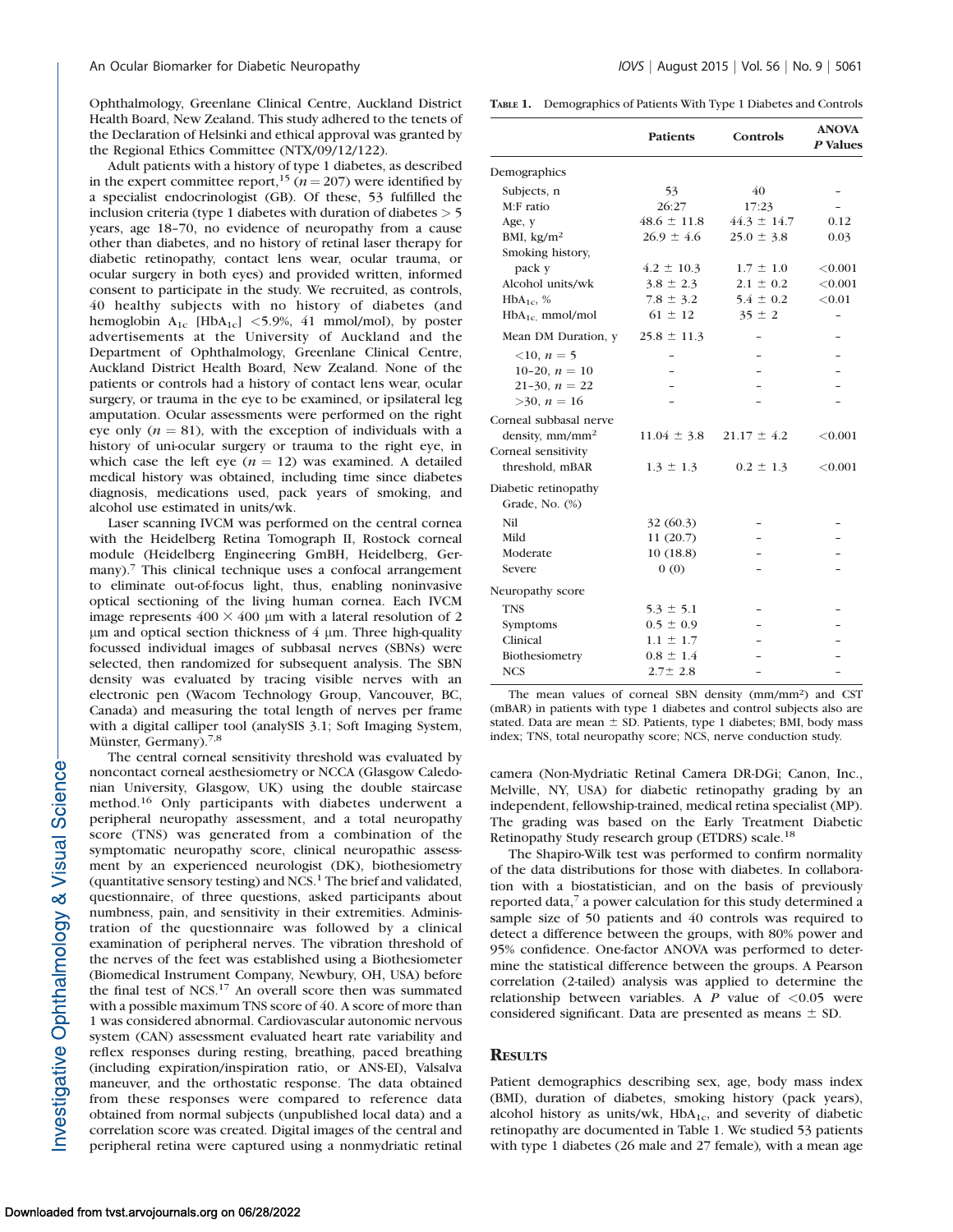Ophthalmology, Greenlane Clinical Centre, Auckland District Health Board, New Zealand. This study adhered to the tenets of the Declaration of Helsinki and ethical approval was granted by the Regional Ethics Committee (NTX/09/12/122).

Adult patients with a history of type 1 diabetes, as described in the expert committee report,[15] ($n = 207$) were identified by a specialist endocrinologist (GB). Of these, 53 fulfilled the inclusion criteria (type 1 diabetes with duration of diabetes > 5 years, age 18–70, no evidence of neuropathy from a cause other than diabetes, and no history of retinal laser therapy for diabetic retinopathy, contact lens wear, ocular trauma, or ocular surgery in both eyes) and provided written, informed consent to participate in the study. We recruited, as controls, 40 healthy subjects with no history of diabetes (and hemoglobin $A_{1c}$ [$HbA_{1c}$] <5.9%, 41 mmol/mol), by poster advertisements at the University of Auckland and the Department of Ophthalmology, Greenlane Clinical Centre, Auckland District Health Board, New Zealand. None of the patients or controls had a history of contact lens wear, ocular surgery, or trauma in the eye to be examined, or ipsilateral leg amputation. Ocular assessments were performed on the right eye only ($n = 81$), with the exception of individuals with a history of uni-ocular surgery or trauma to the right eye, in which case the left eye ($n = 12$) was examined. A detailed medical history was obtained, including time since diabetes diagnosis, medications used, pack years of smoking, and alcohol use estimated in units/wk.

Laser scanning IVCM was performed on the central cornea with the Heidelberg Retina Tomograph II, Rostock corneal module (Heidelberg Engineering GmBH, Heidelberg, Germany).[7] This clinical technique uses a confocal arrangement to eliminate out-of-focus light, thus, enabling noninvasive optical sectioning of the living human cornea. Each IVCM image represents $400 \times 400$ μm with a lateral resolution of 2 μm and optical section thickness of 4 μm. Three high-quality focussed individual images of subbasal nerves (SBNs) were selected, then randomized for subsequent analysis. The SBN density was evaluated by tracing visible nerves with an electronic pen (Wacom Technology Group, Vancouver, BC, Canada) and measuring the total length of nerves per frame with a digital calliper tool (analySIS 3.1; Soft Imaging System, Münster, Germany).[7,8]

The central corneal sensitivity threshold was evaluated by noncontact corneal aesthesiometry or NCCA (Glasgow Caledonian University, Glasgow, UK) using the double staircase method.[16] Only participants with diabetes underwent a peripheral neuropathy assessment, and a total neuropathy score (TNS) was generated from a combination of the symptomatic neuropathy score, clinical neuropathic assessment by an experienced neurologist (DK), biothesiometry (quantitative sensory testing) and NCS.[1] The brief and validated, questionnaire, of three questions, asked participants about numbness, pain, and sensitivity in their extremities. Administration of the questionnaire was followed by a clinical examination of peripheral nerves. The vibration threshold of the nerves of the feet was established using a Biothesiometer (Biomedical Instrument Company, Newbury, OH, USA) before the final test of NCS.[17] An overall score then was summated with a possible maximum TNS score of 40. A score of more than 1 was considered abnormal. Cardiovascular autonomic nervous system (CAN) assessment evaluated heart rate variability and reflex responses during resting, breathing, paced breathing (including expiration/inspiration ratio, or ANS-EI), Valsalva maneuver, and the orthostatic response. The data obtained from these responses were compared to reference data obtained from normal subjects (unpublished local data) and a correlation score was created. Digital images of the central and peripheral retina were captured using a nonmydriatic retinal camera (Non-Mydriatic Retinal Camera DR-DGi; Canon, Inc., Melville, NY, USA) for diabetic retinopathy grading by an independent, fellowship-trained, medical retina specialist (MP). The grading was based on the Early Treatment Diabetic Retinopathy Study research group (ETDRS) scale.[18]

The Shapiro-Wilk test was performed to confirm normality of the data distributions for those with diabetes. In collaboration with a biostatistician, and on the basis of previously reported data,[7] a power calculation for this study determined a sample size of 50 patients and 40 controls was required to detect a difference between the groups, with 80% power and 95% confidence. One-factor ANOVA was performed to determine the statistical difference between the groups. A Pearson correlation (2-tailed) analysis was applied to determine the relationship between variables. A $P$ value of <0.05 were considered significant. Data are presented as means ± SD.

**Table 1.** Demographics of Patients With Type 1 Diabetes and Controls

| | Patients | Controls | ANOVA *P* Values |
|---|---|---|---|
| **Demographics** | | | |
| Subjects, n | 53 | 40 | – |
| M:F ratio | 26:27 | 17:23 | – |
| Age, y | 48.6 ± 11.8 | 44.3 ± 14.7 | 0.12 |
| BMI, kg/m² | 26.9 ± 4.6 | 25.0 ± 3.8 | 0.03 |
| Smoking history, pack y | 4.2 ± 10.3 | 1.7 ± 1.0 | <0.001 |
| Alcohol units/wk | 3.8 ± 2.3 | 2.1 ± 0.2 | <0.001 |
| $HbA_{1c}$, % | 7.8 ± 3.2 | 5.4 ± 0.2 | <0.01 |
| $HbA_{1c}$, mmol/mol | 61 ± 12 | 35 ± 2 | – |
| Mean DM Duration, y | 25.8 ± 11.3 | – | – |
| <10, $n = 5$ | – | – | – |
| 10–20, $n = 10$ | – | – | – |
| 21–30, $n = 22$ | – | – | – |
| >30, $n = 16$ | – | – | – |
| Corneal subbasal nerve density, mm/mm² | 11.04 ± 3.8 | 21.17 ± 4.2 | <0.001 |
| Corneal sensitivity threshold, mBAR | 1.3 ± 1.3 | 0.2 ± 1.3 | <0.001 |
| **Diabetic retinopathy Grade, No. (%)** | | | |
| Nil | 32 (60.3) | – | – |
| Mild | 11 (20.7) | – | – |
| Moderate | 10 (18.8) | – | – |
| Severe | 0 (0) | – | – |
| **Neuropathy score** | | | |
| TNS | 5.3 ± 5.1 | – | – |
| Symptoms | 0.5 ± 0.9 | – | – |
| Clinical | 1.1 ± 1.7 | – | – |
| Biothesiometry | 0.8 ± 1.4 | – | – |
| NCS | 2.7± 2.8 | – | – |

The mean values of corneal SBN density (mm/mm²) and CST (mBAR) in patients with type 1 diabetes and control subjects also are stated. Data are mean ± SD. Patients, type 1 diabetes; BMI, body mass index; TNS, total neuropathy score; NCS, nerve conduction study.

## Results

Patient demographics describing sex, age, body mass index (BMI), duration of diabetes, smoking history (pack years), alcohol history as units/wk, $HbA_{1c}$, and severity of diabetic retinopathy are documented in Table 1. We studied 53 patients with type 1 diabetes (26 male and 27 female), with a mean age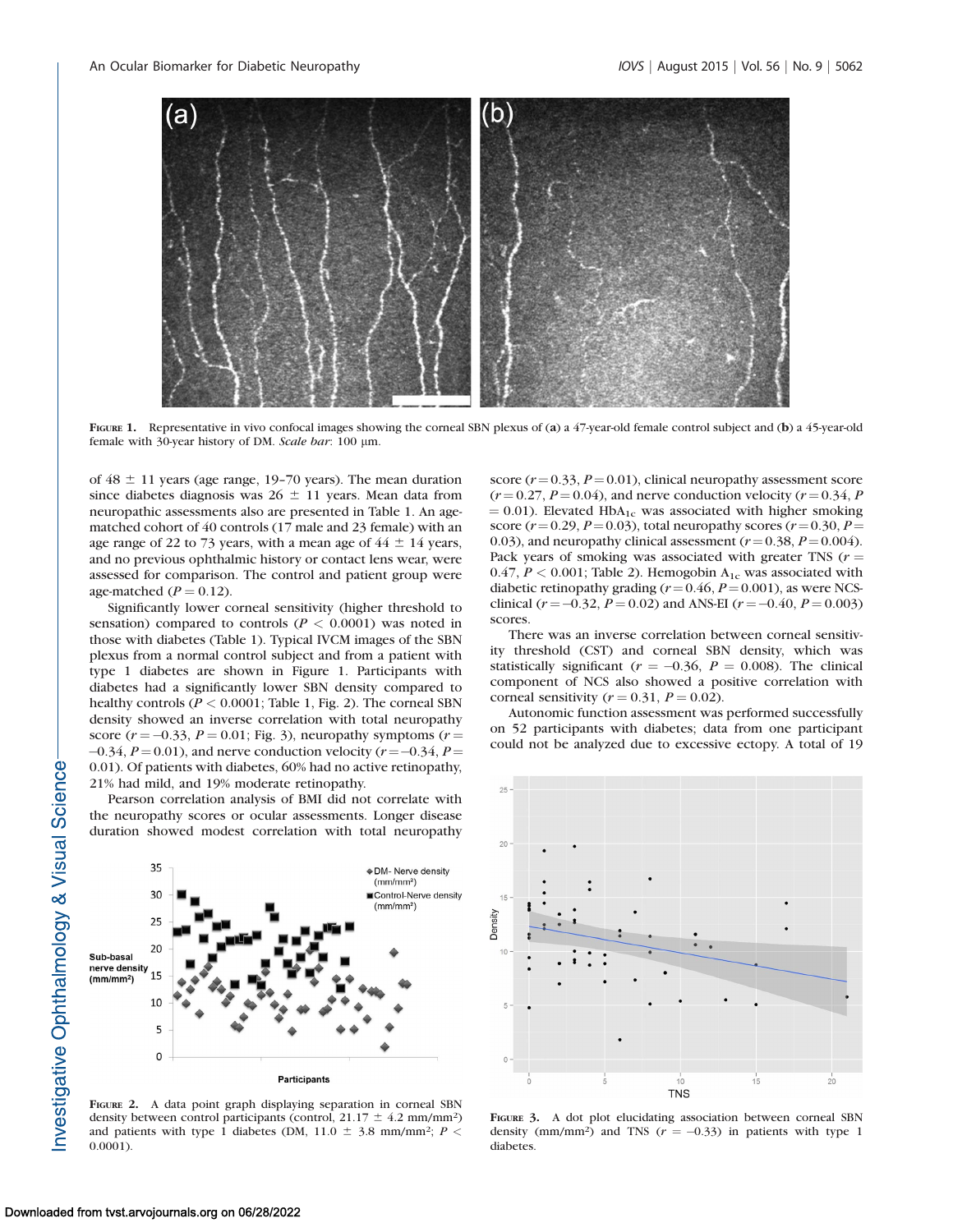FIGURE 1. Representative in vivo confocal images showing the corneal SBN plexus of (**a**) a 47-year-old female control subject and (**b**) a 45-year-old female with 30-year history of DM. *Scale bar*: 100 μm.

of 48 ± 11 years (age range, 19–70 years). The mean duration since diabetes diagnosis was 26 ± 11 years. Mean data from neuropathic assessments also are presented in Table 1. An age-matched cohort of 40 controls (17 male and 23 female) with an age range of 22 to 73 years, with a mean age of 44 ± 14 years, and no previous ophthalmic history or contact lens wear, were assessed for comparison. The control and patient group were age-matched ($P = 0.12$).

Significantly lower corneal sensitivity (higher threshold to sensation) compared to controls ($P < 0.0001$) was noted in those with diabetes (Table 1). Typical IVCM images of the SBN plexus from a normal control subject and from a patient with type 1 diabetes are shown in Figure 1. Participants with diabetes had a significantly lower SBN density compared to healthy controls ($P < 0.0001$; Table 1, Fig. 2). The corneal SBN density showed an inverse correlation with total neuropathy score ($r = -0.33$, $P = 0.01$; Fig. 3), neuropathy symptoms ($r = -0.34$, $P = 0.01$), and nerve conduction velocity ($r = -0.34$, $P = 0.01$). Of patients with diabetes, 60% had no active retinopathy, 21% had mild, and 19% moderate retinopathy.

Pearson correlation analysis of BMI did not correlate with the neuropathy scores or ocular assessments. Longer disease duration showed modest correlation with total neuropathy score ($r = 0.33$, $P = 0.01$), clinical neuropathy assessment score ($r = 0.27$, $P = 0.04$), and nerve conduction velocity ($r = 0.34$, $P = 0.01$). Elevated $HbA_{1c}$ was associated with higher smoking score ($r = 0.29$, $P = 0.03$), total neuropathy scores ($r = 0.30$, $P = 0.03$), and neuropathy clinical assessment ($r = 0.38$, $P = 0.004$). Pack years of smoking was associated with greater TNS ($r = 0.47$, $P < 0.001$; Table 2). Hemogobin $A_{1c}$ was associated with diabetic retinopathy grading ($r = 0.46$, $P = 0.001$), as were NCS-clinical ($r = -0.32$, $P = 0.02$) and ANS-EI ($r = -0.40$, $P = 0.003$) scores.

There was an inverse correlation between corneal sensitivity threshold (CST) and corneal SBN density, which was statistically significant ($r = -0.36$, $P = 0.008$). The clinical component of NCS also showed a positive correlation with corneal sensitivity ($r = 0.31$, $P = 0.02$).

Autonomic function assessment was performed successfully on 52 participants with diabetes; data from one participant could not be analyzed due to excessive ectopy. A total of 19

FIGURE 2. A data point graph displaying separation in corneal SBN density between control participants (control, 21.17 ± 4.2 mm/mm²) and patients with type 1 diabetes (DM, 11.0 ± 3.8 mm/mm²; $P < 0.0001$).

FIGURE 3. A dot plot elucidating association between corneal SBN density (mm/mm²) and TNS ($r = -0.33$) in patients with type 1 diabetes.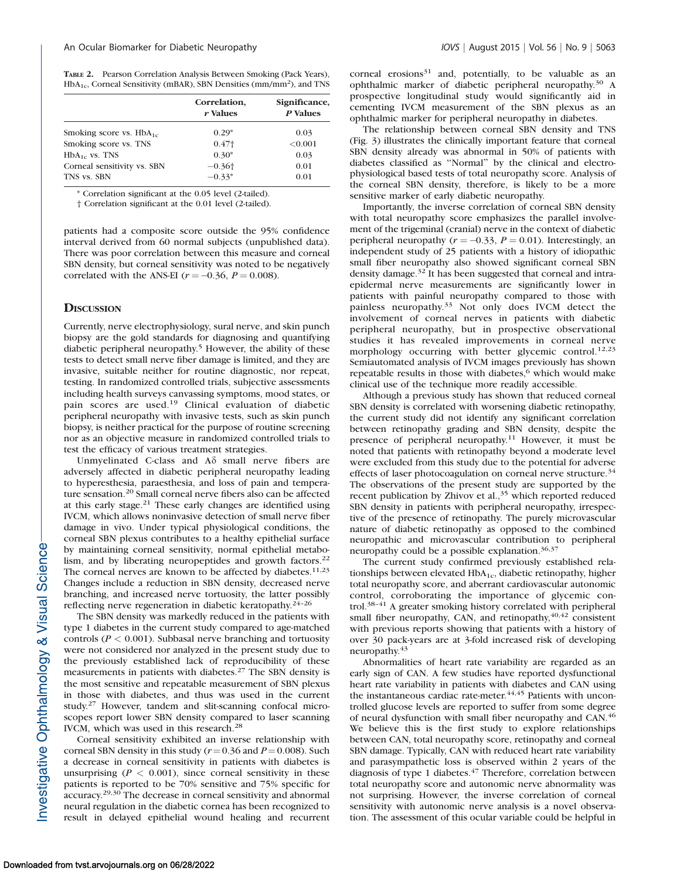**Table 2.** Pearson Correlation Analysis Between Smoking (Pack Years), $HbA_{1c}$, Corneal Sensitivity (mBAR), SBN Densities (mm/mm²), and TNS

| | Correlation, *r* Values | Significance, *P* Values |
|---|---|---|
| Smoking score vs. $HbA_{1c}$ | 0.29* | 0.03 |
| Smoking score vs. TNS | 0.47† | <0.001 |
| $HbA_{1c}$ vs. TNS | 0.30* | 0.03 |
| Corneal sensitivity vs. SBN | −0.36† | 0.01 |
| TNS vs. SBN | −0.33* | 0.01 |

\* Correlation significant at the 0.05 level (2-tailed).

† Correlation significant at the 0.01 level (2-tailed).

patients had a composite score outside the 95% confidence interval derived from 60 normal subjects (unpublished data). There was poor correlation between this measure and corneal SBN density, but corneal sensitivity was noted to be negatively correlated with the ANS-EI ($r = -0.36$, $P = 0.008$).

## Discussion

Currently, nerve electrophysiology, sural nerve, and skin punch biopsy are the gold standards for diagnosing and quantifying diabetic peripheral neuropathy.[5] However, the ability of these tests to detect small nerve fiber damage is limited, and they are invasive, suitable neither for routine diagnostic, nor repeat, testing. In randomized controlled trials, subjective assessments including health surveys canvassing symptoms, mood states, or pain scores are used.[19] Clinical evaluation of diabetic peripheral neuropathy with invasive tests, such as skin punch biopsy, is neither practical for the purpose of routine screening nor as an objective measure in randomized controlled trials to test the efficacy of various treatment strategies.

Unmyelinated C-class and Aδ small nerve fibers are adversely affected in diabetic peripheral neuropathy leading to hyperesthesia, paraesthesia, and loss of pain and temperature sensation.[20] Small corneal nerve fibers also can be affected at this early stage.[21] These early changes are identified using IVCM, which allows noninvasive detection of small nerve fiber damage in vivo. Under typical physiological conditions, the corneal SBN plexus contributes to a healthy epithelial surface by maintaining corneal sensitivity, normal epithelial metabolism, and by liberating neuropeptides and growth factors.[22] The corneal nerves are known to be affected by diabetes.[11,23] Changes include a reduction in SBN density, decreased nerve branching, and increased nerve tortuosity, the latter possibly reflecting nerve regeneration in diabetic keratopathy.[24–26]

The SBN density was markedly reduced in the patients with type 1 diabetes in the current study compared to age-matched controls ($P < 0.001$). Subbasal nerve branching and tortuosity were not considered nor analyzed in the present study due to the previously established lack of reproducibility of these measurements in patients with diabetes.[27] The SBN density is the most sensitive and repeatable measurement of SBN plexus in those with diabetes, and thus was used in the current study.[27] However, tandem and slit-scanning confocal microscopes report lower SBN density compared to laser scanning IVCM, which was used in this research.[28]

Corneal sensitivity exhibited an inverse relationship with corneal SBN density in this study ($r = 0.36$ and $P = 0.008$). Such a decrease in corneal sensitivity in patients with diabetes is unsurprising ($P < 0.001$), since corneal sensitivity in these patients is reported to be 70% sensitive and 75% specific for accuracy.[29,30] The decrease in corneal sensitivity and abnormal neural regulation in the diabetic cornea has been recognized to result in delayed epithelial wound healing and recurrent corneal erosions[31] and, potentially, to be valuable as an ophthalmic marker of diabetic peripheral neuropathy.[30] A prospective longitudinal study would significantly aid in cementing IVCM measurement of the SBN plexus as an ophthalmic marker for peripheral neuropathy in diabetes.

The relationship between corneal SBN density and TNS (Fig. 3) illustrates the clinically important feature that corneal SBN density already was abnormal in 50% of patients with diabetes classified as "Normal" by the clinical and electrophysiological based tests of total neuropathy score. Analysis of the corneal SBN density, therefore, is likely to be a more sensitive marker of early diabetic neuropathy.

Importantly, the inverse correlation of corneal SBN density with total neuropathy score emphasizes the parallel involvement of the trigeminal (cranial) nerve in the context of diabetic peripheral neuropathy ($r = -0.33$, $P = 0.01$). Interestingly, an independent study of 25 patients with a history of idiopathic small fiber neuropathy also showed significant corneal SBN density damage.[32] It has been suggested that corneal and intraepidermal nerve measurements are significantly lower in patients with painful neuropathy compared to those with painless neuropathy.[33] Not only does IVCM detect the involvement of corneal nerves in patients with diabetic peripheral neuropathy, but in prospective observational studies it has revealed improvements in corneal nerve morphology occurring with better glycemic control.[12,23] Semiautomated analysis of IVCM images previously has shown repeatable results in those with diabetes,[6] which would make clinical use of the technique more readily accessible.

Although a previous study has shown that reduced corneal SBN density is correlated with worsening diabetic retinopathy, the current study did not identify any significant correlation between retinopathy grading and SBN density, despite the presence of peripheral neuropathy.[11] However, it must be noted that patients with retinopathy beyond a moderate level were excluded from this study due to the potential for adverse effects of laser photocoagulation on corneal nerve structure.[34] The observations of the present study are supported by the recent publication by Zhivov et al.,[35] which reported reduced SBN density in patients with peripheral neuropathy, irrespective of the presence of retinopathy. The purely microvascular nature of diabetic retinopathy as opposed to the combined neuropathic and microvascular contribution to peripheral neuropathy could be a possible explanation.[36,37]

The current study confirmed previously established relationships between elevated $HbA_{1c}$, diabetic retinopathy, higher total neuropathy score, and aberrant cardiovascular autonomic control, corroborating the importance of glycemic control.[38–41] A greater smoking history correlated with peripheral small fiber neuropathy, CAN, and retinopathy,[40,42] consistent with previous reports showing that patients with a history of over 30 pack-years are at 3-fold increased risk of developing neuropathy.[43]

Abnormalities of heart rate variability are regarded as an early sign of CAN. A few studies have reported dysfunctional heart rate variability in patients with diabetes and CAN using the instantaneous cardiac rate-meter.[44,45] Patients with uncontrolled glucose levels are reported to suffer from some degree of neural dysfunction with small fiber neuropathy and CAN.[46] We believe this is the first study to explore relationships between CAN, total neuropathy score, retinopathy and corneal SBN damage. Typically, CAN with reduced heart rate variability and parasympathetic loss is observed within 2 years of the diagnosis of type 1 diabetes.[47] Therefore, correlation between total neuropathy score and autonomic nerve abnormality was not surprising. However, the inverse correlation of corneal sensitivity with autonomic nerve analysis is a novel observation. The assessment of this ocular variable could be helpful in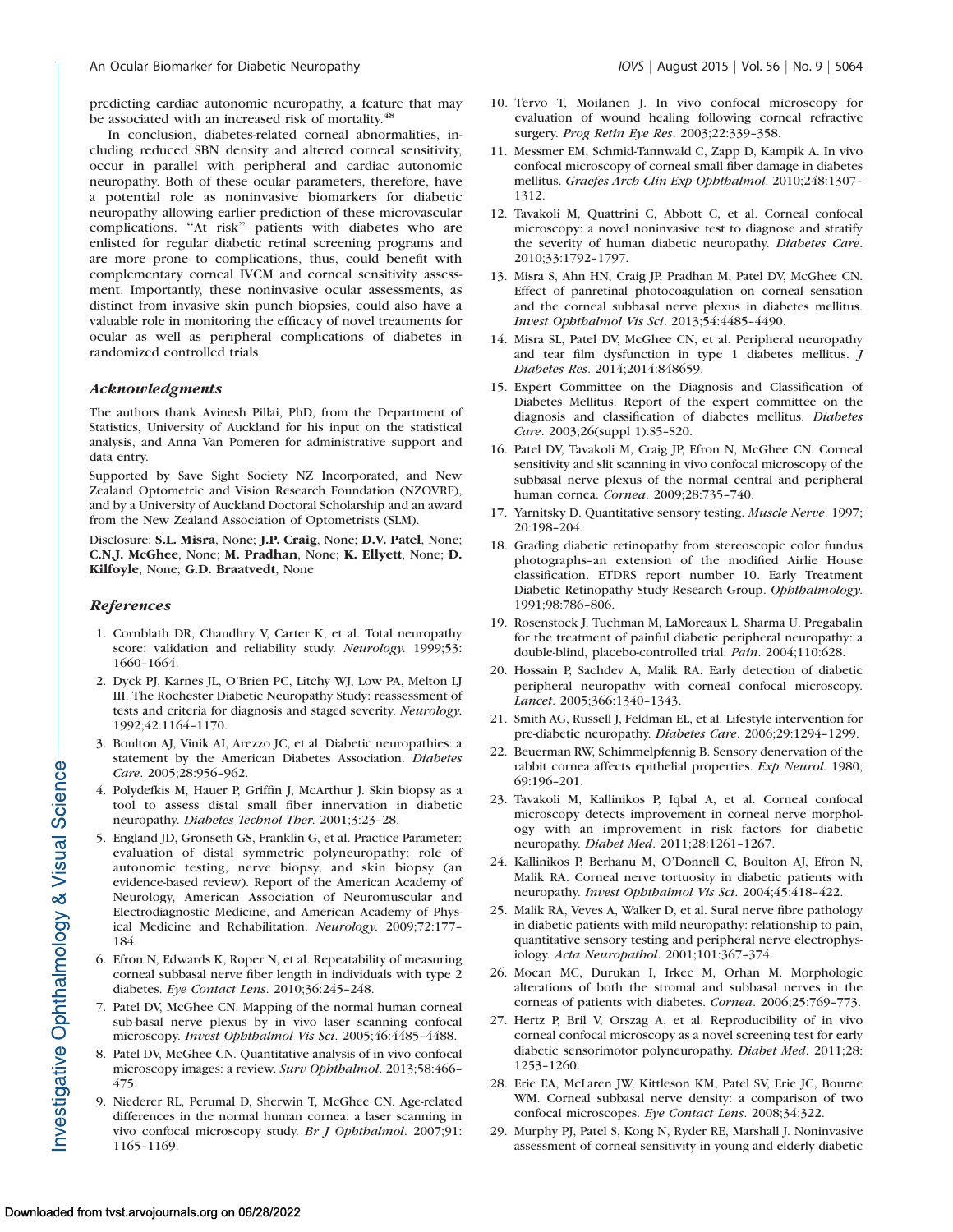predicting cardiac autonomic neuropathy, a feature that may be associated with an increased risk of mortality.[48]

In conclusion, diabetes-related corneal abnormalities, including reduced SBN density and altered corneal sensitivity, occur in parallel with peripheral and cardiac autonomic neuropathy. Both of these ocular parameters, therefore, have a potential role as noninvasive biomarkers for diabetic neuropathy allowing earlier prediction of these microvascular complications. "At risk" patients with diabetes who are enlisted for regular diabetic retinal screening programs and are more prone to complications, thus, could benefit with complementary corneal IVCM and corneal sensitivity assessment. Importantly, these noninvasive ocular assessments, as distinct from invasive skin punch biopsies, could also have a valuable role in monitoring the efficacy of novel treatments for ocular as well as peripheral complications of diabetes in randomized controlled trials.

### *Acknowledgments*

The authors thank Avinesh Pillai, PhD, from the Department of Statistics, University of Auckland for his input on the statistical analysis, and Anna Van Pomeren for administrative support and data entry.

Supported by Save Sight Society NZ Incorporated, and New Zealand Optometric and Vision Research Foundation (NZOVRF), and by a University of Auckland Doctoral Scholarship and an award from the New Zealand Association of Optometrists (SLM).

Disclosure: **S.L. Misra**, None; **J.P. Craig**, None; **D.V. Patel**, None; **C.N.J. McGhee**, None; **M. Pradhan**, None; **K. Ellyett**, None; **D. Kilfoyle**, None; **G.D. Braatvedt**, None

### *References*

1. Cornblath DR, Chaudhry V, Carter K, et al. Total neuropathy score: validation and reliability study. *Neurology*. 1999;53:1660–1664.
2. Dyck PJ, Karnes JL, O'Brien PC, Litchy WJ, Low PA, Melton LJ III. The Rochester Diabetic Neuropathy Study: reassessment of tests and criteria for diagnosis and staged severity. *Neurology*. 1992;42:1164–1170.
3. Boulton AJ, Vinik AI, Arezzo JC, et al. Diabetic neuropathies: a statement by the American Diabetes Association. *Diabetes Care*. 2005;28:956–962.
4. Polydefkis M, Hauer P, Griffin J, McArthur J. Skin biopsy as a tool to assess distal small fiber innervation in diabetic neuropathy. *Diabetes Technol Ther*. 2001;3:23–28.
5. England JD, Gronseth GS, Franklin G, et al. Practice Parameter: evaluation of distal symmetric polyneuropathy: role of autonomic testing, nerve biopsy, and skin biopsy (an evidence-based review). Report of the American Academy of Neurology, American Association of Neuromuscular and Electrodiagnostic Medicine, and American Academy of Physical Medicine and Rehabilitation. *Neurology*. 2009;72:177–184.
6. Efron N, Edwards K, Roper N, et al. Repeatability of measuring corneal subbasal nerve fiber length in individuals with type 2 diabetes. *Eye Contact Lens*. 2010;36:245–248.
7. Patel DV, McGhee CN. Mapping of the normal human corneal sub-basal nerve plexus by in vivo laser scanning confocal microscopy. *Invest Ophthalmol Vis Sci*. 2005;46:4485–4488.
8. Patel DV, McGhee CN. Quantitative analysis of in vivo confocal microscopy images: a review. *Surv Ophthalmol*. 2013;58:466–475.
9. Niederer RL, Perumal D, Sherwin T, McGhee CN. Age-related differences in the normal human cornea: a laser scanning in vivo confocal microscopy study. *Br J Ophthalmol*. 2007;91:1165–1169.
10. Tervo T, Moilanen J. In vivo confocal microscopy for evaluation of wound healing following corneal refractive surgery. *Prog Retin Eye Res*. 2003;22:339–358.
11. Messmer EM, Schmid-Tannwald C, Zapp D, Kampik A. In vivo confocal microscopy of corneal small fiber damage in diabetes mellitus. *Graefes Arch Clin Exp Ophthalmol*. 2010;248:1307–1312.
12. Tavakoli M, Quattrini C, Abbott C, et al. Corneal confocal microscopy: a novel noninvasive test to diagnose and stratify the severity of human diabetic neuropathy. *Diabetes Care*. 2010;33:1792–1797.
13. Misra S, Ahn HN, Craig JP, Pradhan M, Patel DV, McGhee CN. Effect of panretinal photocoagulation on corneal sensation and the corneal subbasal nerve plexus in diabetes mellitus. *Invest Ophthalmol Vis Sci*. 2013;54:4485–4490.
14. Misra SL, Patel DV, McGhee CN, et al. Peripheral neuropathy and tear film dysfunction in type 1 diabetes mellitus. *J Diabetes Res*. 2014;2014:848659.
15. Expert Committee on the Diagnosis and Classification of Diabetes Mellitus. Report of the expert committee on the diagnosis and classification of diabetes mellitus. *Diabetes Care*. 2003;26(suppl 1):S5–S20.
16. Patel DV, Tavakoli M, Craig JP, Efron N, McGhee CN. Corneal sensitivity and slit scanning in vivo confocal microscopy of the subbasal nerve plexus of the normal central and peripheral human cornea. *Cornea*. 2009;28:735–740.
17. Yarnitsky D. Quantitative sensory testing. *Muscle Nerve*. 1997;20:198–204.
18. Grading diabetic retinopathy from stereoscopic color fundus photographs–an extension of the modified Airlie House classification. ETDRS report number 10. Early Treatment Diabetic Retinopathy Study Research Group. *Ophthalmology*. 1991;98:786–806.
19. Rosenstock J, Tuchman M, LaMoreaux L, Sharma U. Pregabalin for the treatment of painful diabetic peripheral neuropathy: a double-blind, placebo-controlled trial. *Pain*. 2004;110:628.
20. Hossain P, Sachdev A, Malik RA. Early detection of diabetic peripheral neuropathy with corneal confocal microscopy. *Lancet*. 2005;366:1340–1343.
21. Smith AG, Russell J, Feldman EL, et al. Lifestyle intervention for pre-diabetic neuropathy. *Diabetes Care*. 2006;29:1294–1299.
22. Beuerman RW, Schimmelpfennig B. Sensory denervation of the rabbit cornea affects epithelial properties. *Exp Neurol*. 1980;69:196–201.
23. Tavakoli M, Kallinikos P, Iqbal A, et al. Corneal confocal microscopy detects improvement in corneal nerve morphology with an improvement in risk factors for diabetic neuropathy. *Diabet Med*. 2011;28:1261–1267.
24. Kallinikos P, Berhanu M, O'Donnell C, Boulton AJ, Efron N, Malik RA. Corneal nerve tortuosity in diabetic patients with neuropathy. *Invest Ophthalmol Vis Sci*. 2004;45:418–422.
25. Malik RA, Veves A, Walker D, et al. Sural nerve fibre pathology in diabetic patients with mild neuropathy: relationship to pain, quantitative sensory testing and peripheral nerve electrophysiology. *Acta Neuropathol*. 2001;101:367–374.
26. Mocan MC, Durukan I, Irkec M, Orhan M. Morphologic alterations of both the stromal and subbasal nerves in the corneas of patients with diabetes. *Cornea*. 2006;25:769–773.
27. Hertz P, Bril V, Orszag A, et al. Reproducibility of in vivo corneal confocal microscopy as a novel screening test for early diabetic sensorimotor polyneuropathy. *Diabet Med*. 2011;28:1253–1260.
28. Erie EA, McLaren JW, Kittleson KM, Patel SV, Erie JC, Bourne WM. Corneal subbasal nerve density: a comparison of two confocal microscopes. *Eye Contact Lens*. 2008;34:322.
29. Murphy PJ, Patel S, Kong N, Ryder RE, Marshall J. Noninvasive assessment of corneal sensitivity in young and elderly diabetic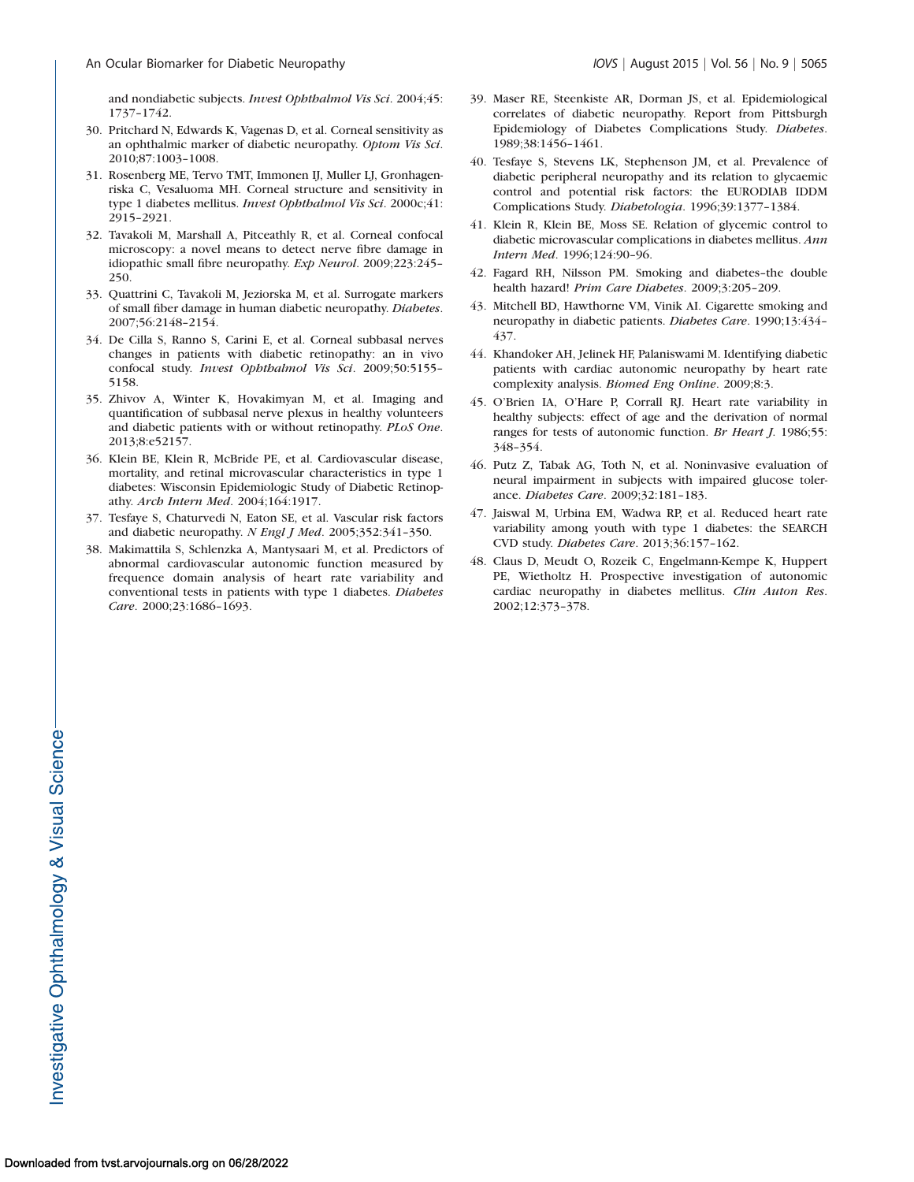and nondiabetic subjects. *Invest Ophthalmol Vis Sci*. 2004;45: 1737–1742.

30. Pritchard N, Edwards K, Vagenas D, et al. Corneal sensitivity as an ophthalmic marker of diabetic neuropathy. *Optom Vis Sci*. 2010;87:1003–1008.
31. Rosenberg ME, Tervo TMT, Immonen IJ, Muller LJ, Gronhagen-riska C, Vesaluoma MH. Corneal structure and sensitivity in type 1 diabetes mellitus. *Invest Ophthalmol Vis Sci*. 2000c;41: 2915–2921.
32. Tavakoli M, Marshall A, Pitceathly R, et al. Corneal confocal microscopy: a novel means to detect nerve fibre damage in idiopathic small fibre neuropathy. *Exp Neurol*. 2009;223:245–250.
33. Quattrini C, Tavakoli M, Jeziorska M, et al. Surrogate markers of small fiber damage in human diabetic neuropathy. *Diabetes*. 2007;56:2148–2154.
34. De Cilla S, Ranno S, Carini E, et al. Corneal subbasal nerves changes in patients with diabetic retinopathy: an in vivo confocal study. *Invest Ophthalmol Vis Sci*. 2009;50:5155–5158.
35. Zhivov A, Winter K, Hovakimyan M, et al. Imaging and quantification of subbasal nerve plexus in healthy volunteers and diabetic patients with or without retinopathy. *PLoS One*. 2013;8:e52157.
36. Klein BE, Klein R, McBride PE, et al. Cardiovascular disease, mortality, and retinal microvascular characteristics in type 1 diabetes: Wisconsin Epidemiologic Study of Diabetic Retinopathy. *Arch Intern Med*. 2004;164:1917.
37. Tesfaye S, Chaturvedi N, Eaton SE, et al. Vascular risk factors and diabetic neuropathy. *N Engl J Med*. 2005;352:341–350.
38. Makimattila S, Schlenzka A, Mantysaari M, et al. Predictors of abnormal cardiovascular autonomic function measured by frequence domain analysis of heart rate variability and conventional tests in patients with type 1 diabetes. *Diabetes Care*. 2000;23:1686–1693.
39. Maser RE, Steenkiste AR, Dorman JS, et al. Epidemiological correlates of diabetic neuropathy. Report from Pittsburgh Epidemiology of Diabetes Complications Study. *Diabetes*. 1989;38:1456–1461.
40. Tesfaye S, Stevens LK, Stephenson JM, et al. Prevalence of diabetic peripheral neuropathy and its relation to glycaemic control and potential risk factors: the EURODIAB IDDM Complications Study. *Diabetologia*. 1996;39:1377–1384.
41. Klein R, Klein BE, Moss SE. Relation of glycemic control to diabetic microvascular complications in diabetes mellitus. *Ann Intern Med*. 1996;124:90–96.
42. Fagard RH, Nilsson PM. Smoking and diabetes–the double health hazard! *Prim Care Diabetes*. 2009;3:205–209.
43. Mitchell BD, Hawthorne VM, Vinik AI. Cigarette smoking and neuropathy in diabetic patients. *Diabetes Care*. 1990;13:434–437.
44. Khandoker AH, Jelinek HF, Palaniswami M. Identifying diabetic patients with cardiac autonomic neuropathy by heart rate complexity analysis. *Biomed Eng Online*. 2009;8:3.
45. O'Brien IA, O'Hare P, Corrall RJ. Heart rate variability in healthy subjects: effect of age and the derivation of normal ranges for tests of autonomic function. *Br Heart J*. 1986;55: 348–354.
46. Putz Z, Tabak AG, Toth N, et al. Noninvasive evaluation of neural impairment in subjects with impaired glucose tolerance. *Diabetes Care*. 2009;32:181–183.
47. Jaiswal M, Urbina EM, Wadwa RP, et al. Reduced heart rate variability among youth with type 1 diabetes: the SEARCH CVD study. *Diabetes Care*. 2013;36:157–162.
48. Claus D, Meudt O, Rozeik C, Engelmann-Kempe K, Huppert PE, Wietholtz H. Prospective investigation of autonomic cardiac neuropathy in diabetes mellitus. *Clin Auton Res*. 2002;12:373–378.